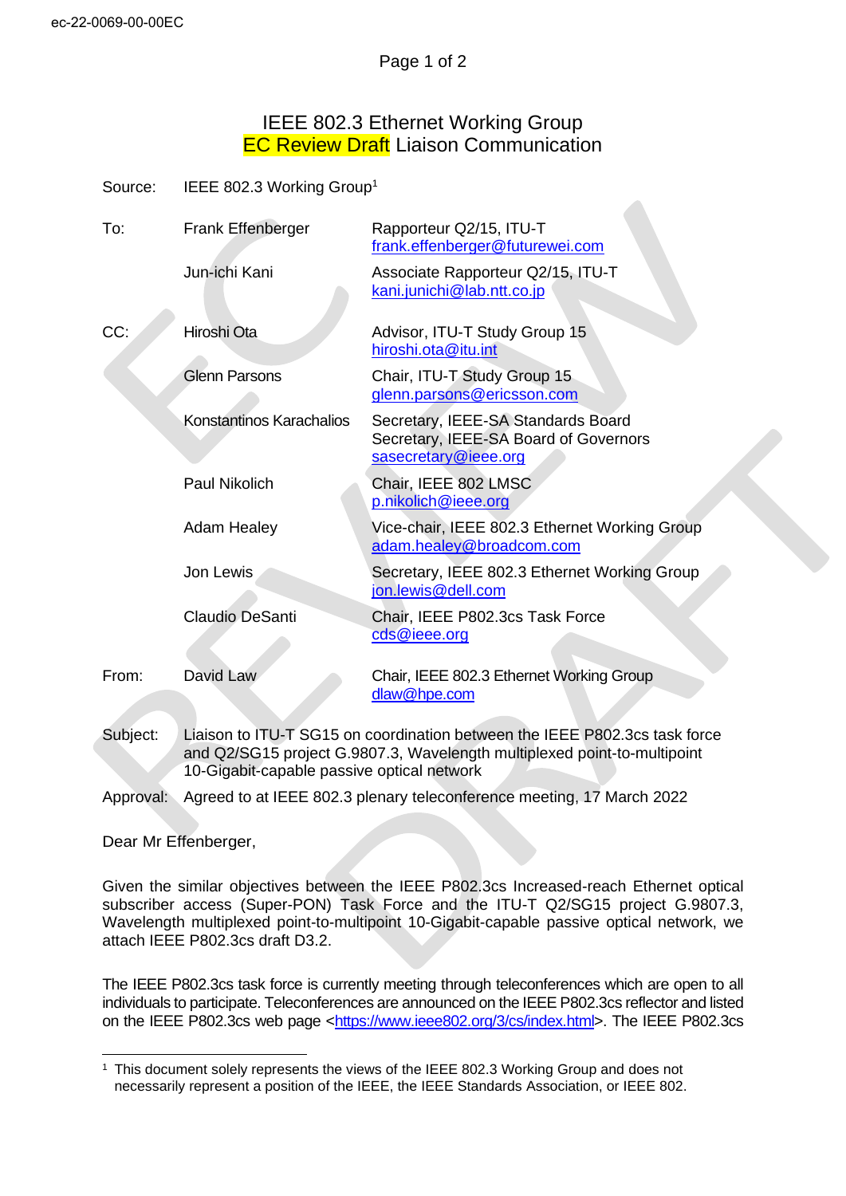ec-22-0069-00-00EC

# IEEE 802.3 Ethernet Working Group
## EC Review Draft Liaison Communication

Source: IEEE 802.3 Working Group[1]

| | | |
|---|---|---|
| To: | Frank Effenberger | Rapporteur Q2/15, ITU-T<br>frank.effenberger@futurewei.com |
| | Jun-ichi Kani | Associate Rapporteur Q2/15, ITU-T<br>kani.junichi@lab.ntt.co.jp |
| CC: | Hiroshi Ota | Advisor, ITU-T Study Group 15<br>hiroshi.ota@itu.int |
| | Glenn Parsons | Chair, ITU-T Study Group 15<br>glenn.parsons@ericsson.com |
| | Konstantinos Karachalios | Secretary, IEEE-SA Standards Board<br>Secretary, IEEE-SA Board of Governors<br>sasecretary@ieee.org |
| | Paul Nikolich | Chair, IEEE 802 LMSC<br>p.nikolich@ieee.org |
| | Adam Healey | Vice-chair, IEEE 802.3 Ethernet Working Group<br>adam.healey@broadcom.com |
| | Jon Lewis | Secretary, IEEE 802.3 Ethernet Working Group<br>jon.lewis@dell.com |
| | Claudio DeSanti | Chair, IEEE P802.3cs Task Force<br>cds@ieee.org |
| From: | David Law | Chair, IEEE 802.3 Ethernet Working Group<br>dlaw@hpe.com |

Subject: Liaison to ITU-T SG15 on coordination between the IEEE P802.3cs task force and Q2/SG15 project G.9807.3, Wavelength multiplexed point-to-multipoint 10-Gigabit-capable passive optical network

Approval: Agreed to at IEEE 802.3 plenary teleconference meeting, 17 March 2022

Dear Mr Effenberger,

Given the similar objectives between the IEEE P802.3cs Increased-reach Ethernet optical subscriber access (Super-PON) Task Force and the ITU-T Q2/SG15 project G.9807.3, Wavelength multiplexed point-to-multipoint 10-Gigabit-capable passive optical network, we attach IEEE P802.3cs draft D3.2.

The IEEE P802.3cs task force is currently meeting through teleconferences which are open to all individuals to participate. Teleconferences are announced on the IEEE P802.3cs reflector and listed on the IEEE P802.3cs web page <https://www.ieee802.org/3/cs/index.html>. The IEEE P802.3cs

[1] This document solely represents the views of the IEEE 802.3 Working Group and does not necessarily represent a position of the IEEE, the IEEE Standards Association, or IEEE 802.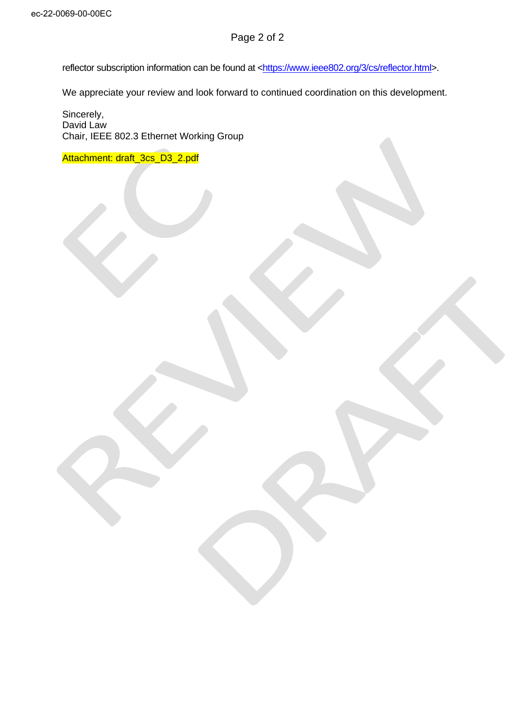reflector subscription information can be found at <https://www.ieee802.org/3/cs/reflector.html>.

We appreciate your review and look forward to continued coordination on this development.

Sincerely,
David Law
Chair, IEEE 802.3 Ethernet Working Group

Attachment: draft_3cs_D3_2.pdf